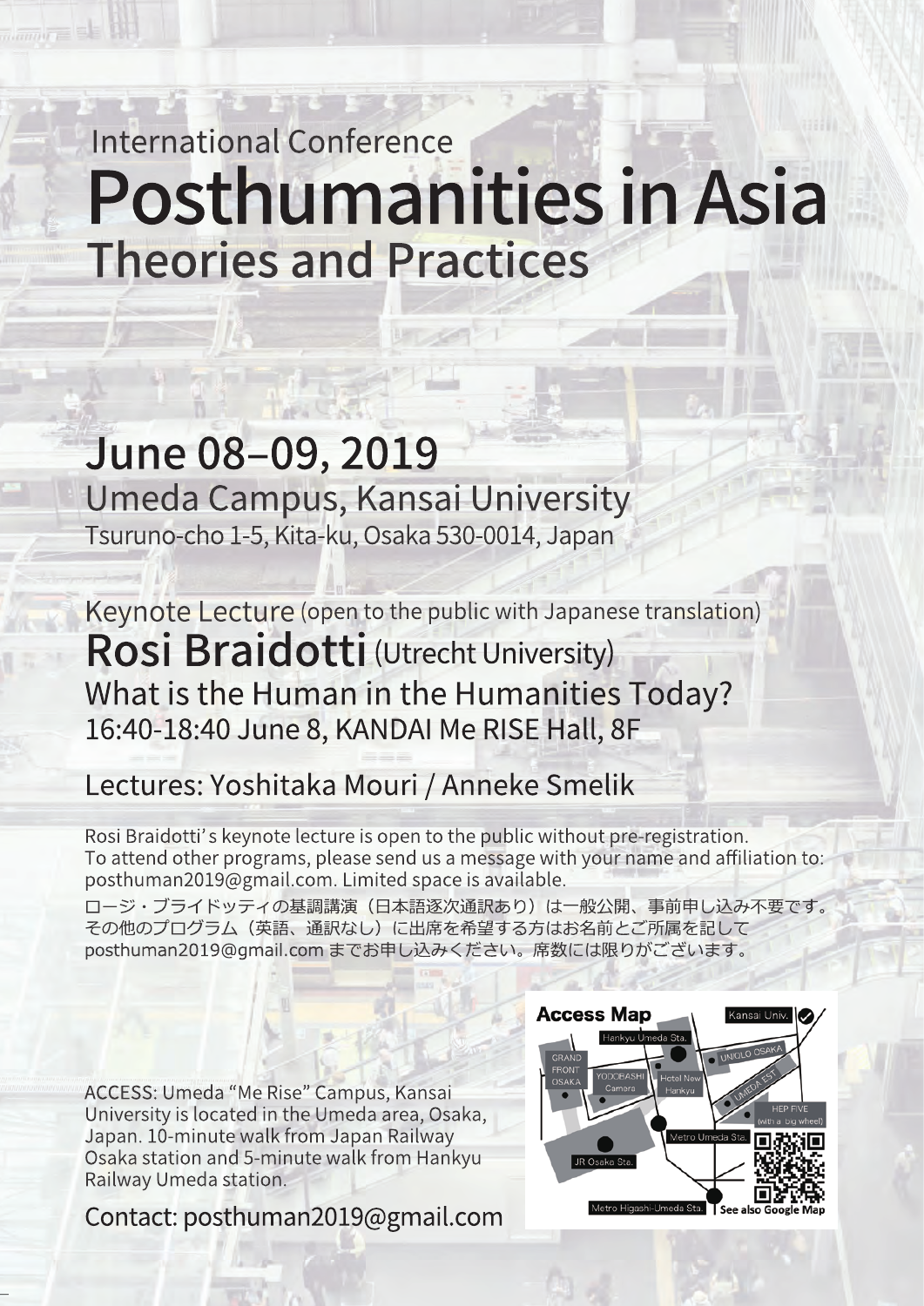International Conference

# Posthumanities in Asia

## Theories and Practices

## June 08–09, 2019

Umeda Campus, Kansai University

Tsuruno-cho 1-5, Kita-ku, Osaka 530-0014, Japan

Keynote Lecture (open to the public with Japanese translation)

## Rosi Braidotti (Utrecht University)

What is the Human in the Humanities Today?

16:40-18:40 June 8, KANDAI Me RISE Hall, 8F

Lectures: Yoshitaka Mouri / Anneke Smelik

Rosi Braidotti's keynote lecture is open to the public without pre-registration. To attend other programs, please send us a message with your name and affiliation to: posthuman2019@gmail.com. Limited space is available.

ロージ・ブライドッティの基調講演（日本語逐次通訳あり）は一般公開、事前申し込み不要です。その他のプログラム（英語、通訳なし）に出席を希望する方はお名前とご所属を記して posthuman2019@gmail.com までお申し込みください。席数には限りがございます。

ACCESS: Umeda "Me Rise" Campus, Kansai University is located in the Umeda area, Osaka, Japan. 10-minute walk from Japan Railway Osaka station and 5-minute walk from Hankyu Railway Umeda station.

Contact: posthuman2019@gmail.com

**Access Map**

Kansai Univ. / Hankyu Umeda Sta. / GRAND FRONT OSAKA / YODOBASHI Camera / Hotel New Hankyu / UNIQLO OSAKA / UMEDA EST / HEP FIVE (with a big wheel) / Metro Umeda Sta. / JR Osaka Sta. / Metro Higashi-Umeda Sta.

See also Google Map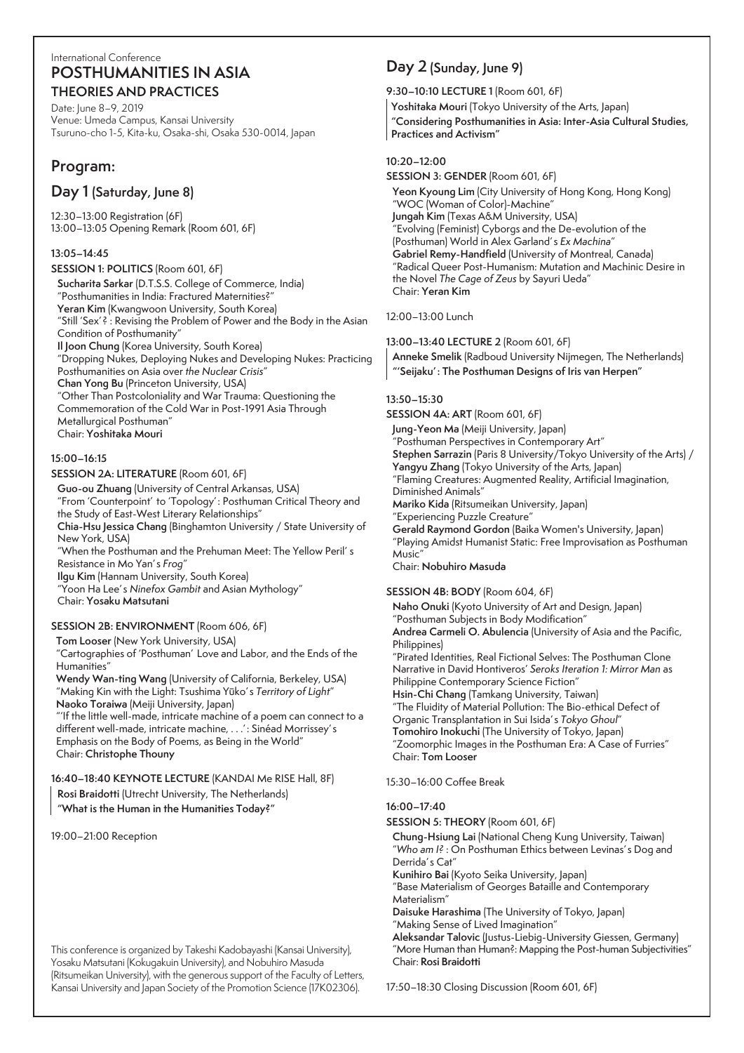International Conference

# POSTHUMANITIES IN ASIA

## THEORIES AND PRACTICES

Date: June 8–9, 2019
Venue: Umeda Campus, Kansai University
Tsuruno-cho 1-5, Kita-ku, Osaka-shi, Osaka 530-0014, Japan

## Program:

## Day 1 (Saturday, June 8)

12:30–13:00 Registration (6F)
13:00–13:05 Opening Remark (Room 601, 6F)

### 13:05–14:45

**SESSION 1: POLITICS** (Room 601, 6F)

**Sucharita Sarkar** (D.T.S.S. College of Commerce, India)
"Posthumanities in India: Fractured Maternities?"
**Yeran Kim** (Kwangwoon University, South Korea)
"Still 'Sex'? : Revising the Problem of Power and the Body in the Asian Condition of Posthumanity"
**Il Joon Chung** (Korea University, South Korea)
"Dropping Nukes, Deploying Nukes and Developing Nukes: Practicing Posthumanities on Asia over *the Nuclear Crisis*"
**Chan Yong Bu** (Princeton University, USA)
"Other Than Postcoloniality and War Trauma: Questioning the Commemoration of the Cold War in Post-1991 Asia Through Metallurgical Posthuman"
Chair: **Yoshitaka Mouri**

### 15:00–16:15

**SESSION 2A: LITERATURE** (Room 601, 6F)

**Guo-ou Zhuang** (University of Central Arkansas, USA)
"From 'Counterpoint' to 'Topology': Posthuman Critical Theory and the Study of East-West Literary Relationships"
**Chia-Hsu Jessica Chang** (Binghamton University / State University of New York, USA)
"When the Posthuman and the Prehuman Meet: The Yellow Peril's Resistance in Mo Yan's *Frog*"
**Ilgu Kim** (Hannam University, South Korea)
"Yoon Ha Lee's *Ninefox Gambit* and Asian Mythology"
Chair: **Yosaku Matsutani**

**SESSION 2B: ENVIRONMENT** (Room 606, 6F)

**Tom Looser** (New York University, USA)
"Cartographies of 'Posthuman' Love and Labor, and the Ends of the Humanities"
**Wendy Wan-ting Wang** (University of California, Berkeley, USA)
"Making Kin with the Light: Tsushima Yūko's *Territory of Light*"
**Naoko Toraiwa** (Meiji University, Japan)
"'If the little well-made, intricate machine of a poem can connect to a different well-made, intricate machine, . . .': Sinéad Morrissey's Emphasis on the Body of Poems, as Being in the World"
Chair: **Christophe Thouny**

**16:40–18:40 KEYNOTE LECTURE** (KANDAI Me RISE Hall, 8F)

**Rosi Braidotti** (Utrecht University, The Netherlands)
**"What is the Human in the Humanities Today?"**

19:00–21:00 Reception

This conference is organized by Takeshi Kadobayashi (Kansai University), Yosaku Matsutani (Kokugakuin University), and Nobuhiro Masuda (Ritsumeikan University), with the generous support of the Faculty of Letters, Kansai University and Japan Society of the Promotion Science (17K02306).

## Day 2 (Sunday, June 9)

**9:30–10:10 LECTURE 1** (Room 601, 6F)

**Yoshitaka Mouri** (Tokyo University of the Arts, Japan)
**"Considering Posthumanities in Asia: Inter-Asia Cultural Studies, Practices and Activism"**

### 10:20–12:00

**SESSION 3: GENDER** (Room 601, 6F)

**Yeon Kyoung Lim** (City University of Hong Kong, Hong Kong)
"WOC (Woman of Color)-Machine"
**Jungah Kim** (Texas A&M University, USA)
"Evolving (Feminist) Cyborgs and the De-evolution of the (Posthuman) World in Alex Garland's *Ex Machina*"
**Gabriel Remy-Handfield** (University of Montreal, Canada)
"Radical Queer Post-Humanism: Mutation and Machinic Desire in the Novel *The Cage of Zeus* by Sayuri Ueda"
Chair: **Yeran Kim**

12:00–13:00 Lunch

**13:00–13:40 LECTURE 2** (Room 601, 6F)

**Anneke Smelik** (Radboud University Nijmegen, The Netherlands)
**"'Seijaku': The Posthuman Designs of Iris van Herpen"**

### 13:50–15:30

**SESSION 4A: ART** (Room 601, 6F)

**Jung-Yeon Ma** (Meiji University, Japan)
"Posthuman Perspectives in Contemporary Art"
**Stephen Sarrazin** (Paris 8 University/Tokyo University of the Arts) / **Yangyu Zhang** (Tokyo University of the Arts, Japan)
"Flaming Creatures: Augmented Reality, Artificial Imagination, Diminished Animals"
**Mariko Kida** (Ritsumeikan University, Japan)
"Experiencing Puzzle Creature"
**Gerald Raymond Gordon** (Baika Women's University, Japan)
"Playing Amidst Humanist Static: Free Improvisation as Posthuman Music"
Chair: **Nobuhiro Masuda**

**SESSION 4B: BODY** (Room 604, 6F)

**Naho Onuki** (Kyoto University of Art and Design, Japan)
"Posthuman Subjects in Body Modification"
**Andrea Carmeli O. Abulencia** (University of Asia and the Pacific, Philippines)
"Pirated Identities, Real Fictional Selves: The Posthuman Clone Narrative in David Hontiveros' *Seroks Iteration 1: Mirror Man* as Philippine Contemporary Science Fiction"
**Hsin-Chi Chang** (Tamkang University, Taiwan)
"The Fluidity of Material Pollution: The Bio-ethical Defect of Organic Transplantation in Sui Isida's *Tokyo Ghoul*"
**Tomohiro Inokuchi** (The University of Tokyo, Japan)
"Zoomorphic Images in the Posthuman Era: A Case of Furries"
Chair: **Tom Looser**

15:30–16:00 Coffee Break

### 16:00–17:40

**SESSION 5: THEORY** (Room 601, 6F)

**Chung-Hsiung Lai** (National Cheng Kung University, Taiwan)
"*Who am I?* : On Posthuman Ethics between Levinas's Dog and Derrida's Cat"
**Kunihiro Bai** (Kyoto Seika University, Japan)
"Base Materialism of Georges Bataille and Contemporary Materialism"
**Daisuke Harashima** (The University of Tokyo, Japan)
"Making Sense of Lived Imagination"
**Aleksandar Talovic** (Justus-Liebig-University Giessen, Germany)
"More Human than Human?: Mapping the Post-human Subjectivities"
Chair: **Rosi Braidotti**

17:50–18:30 Closing Discussion (Room 601, 6F)